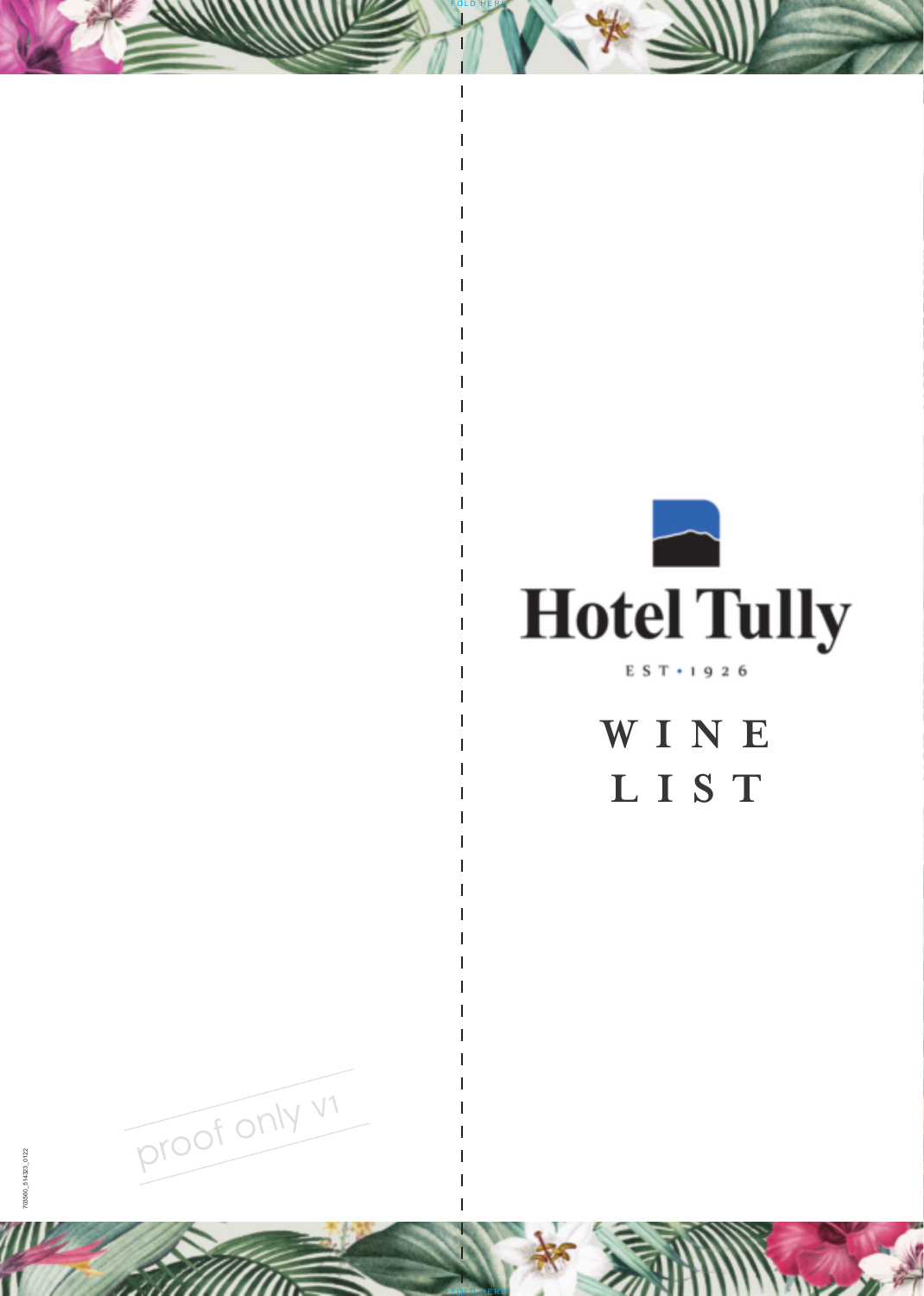# Hotel Tully

EST • 1926

## WINE LIST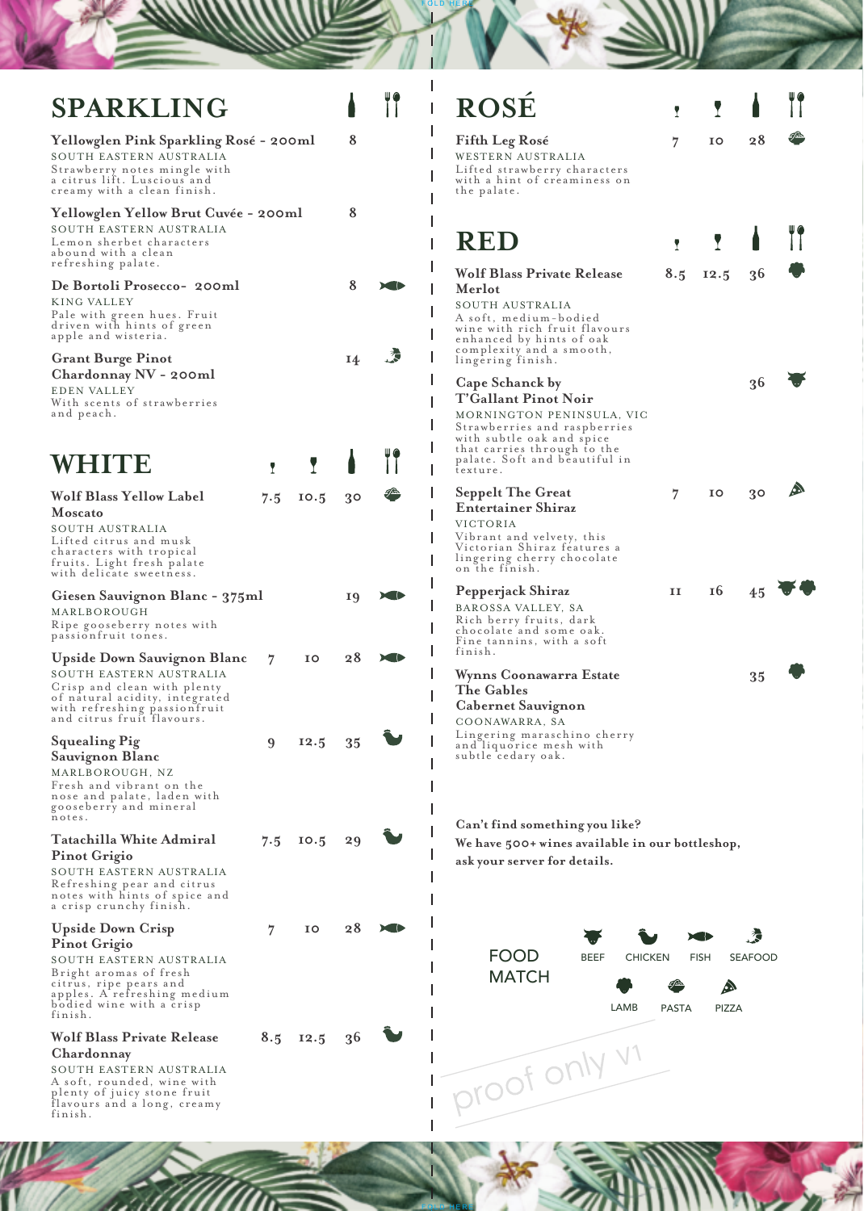# SPARKLING

| | Bottle | Food match |
|---|---|---|
| **Yellowglen Pink Sparkling Rosé - 200ml**<br>SOUTH EASTERN AUSTRALIA<br>Strawberry notes mingle with a citrus lift. Luscious and creamy with a clean finish. | 8 | |
| **Yellowglen Yellow Brut Cuvée - 200ml**<br>SOUTH EASTERN AUSTRALIA<br>Lemon sherbet characters abound with a clean refreshing palate. | 8 | |
| **De Bortoli Prosecco- 200ml**<br>KING VALLEY<br>Pale with green hues. Fruit driven with hints of green apple and wisteria. | 8 | Fish |
| **Grant Burge Pinot Chardonnay NV - 200ml**<br>EDEN VALLEY<br>With scents of strawberries and peach. | 14 | Seafood |

# WHITE

| | Glass (small) | Glass (large) | Bottle | Food match |
|---|---|---|---|---|
| **Wolf Blass Yellow Label Moscato**<br>SOUTH AUSTRALIA<br>Lifted citrus and musk characters with tropical fruits. Light fresh palate with delicate sweetness. | 7.5 | 10.5 | 30 | Pasta |
| **Giesen Sauvignon Blanc - 375ml**<br>MARLBOROUGH<br>Ripe gooseberry notes with passionfruit tones. | | | 19 | Fish |
| **Upside Down Sauvignon Blanc**<br>SOUTH EASTERN AUSTRALIA<br>Crisp and clean with plenty of natural acidity, integrated with refreshing passionfruit and citrus fruit flavours. | 7 | 10 | 28 | Fish |
| **Squealing Pig Sauvignon Blanc**<br>MARLBOROUGH, NZ<br>Fresh and vibrant on the nose and palate, laden with gooseberry and mineral notes. | 9 | 12.5 | 35 | Chicken |
| **Tatachilla White Admiral Pinot Grigio**<br>SOUTH EASTERN AUSTRALIA<br>Refreshing pear and citrus notes with hints of spice and a crisp crunchy finish. | 7.5 | 10.5 | 29 | Chicken |
| **Upside Down Crisp Pinot Grigio**<br>SOUTH EASTERN AUSTRALIA<br>Bright aromas of fresh citrus, ripe pears and apples. A refreshing medium bodied wine with a crisp finish. | 7 | 10 | 28 | Fish |
| **Wolf Blass Private Release Chardonnay**<br>SOUTH EASTERN AUSTRALIA<br>A soft, rounded, wine with plenty of juicy stone fruit flavours and a long, creamy finish. | 8.5 | 12.5 | 36 | Chicken |

# ROSÉ

| | Glass (small) | Glass (large) | Bottle | Food match |
|---|---|---|---|---|
| **Fifth Leg Rosé**<br>WESTERN AUSTRALIA<br>Lifted strawberry characters with a hint of creaminess on the palate. | 7 | 10 | 28 | Pasta |

# RED

| | Glass (small) | Glass (large) | Bottle | Food match |
|---|---|---|---|---|
| **Wolf Blass Private Release Merlot**<br>SOUTH AUSTRALIA<br>A soft, medium-bodied wine with rich fruit flavours enhanced by hints of oak complexity and a smooth, lingering finish. | 8.5 | 12.5 | 36 | Lamb |
| **Cape Schanck by T'Gallant Pinot Noir**<br>MORNINGTON PENINSULA, VIC<br>Strawberries and raspberries with subtle oak and spice that carries through to the palate. Soft and beautiful in texture. | | | 36 | Beef |
| **Seppelt The Great Entertainer Shiraz**<br>VICTORIA<br>Vibrant and velvety, this Victorian Shiraz features a lingering cherry chocolate on the finish. | 7 | 10 | 30 | Pizza |
| **Pepperjack Shiraz**<br>BAROSSA VALLEY, SA<br>Rich berry fruits, dark chocolate and some oak. Fine tannins, with a soft finish. | 11 | 16 | 45 | Beef, Lamb |
| **Wynns Coonawarra Estate The Gables Cabernet Sauvignon**<br>COONAWARRA, SA<br>Lingering maraschino cherry and liquorice mesh with subtle cedary oak. | | | 35 | Lamb |

**Can't find something you like?**
**We have 500+ wines available in our bottleshop, ask your server for details.**

FOOD MATCH: BEEF, CHICKEN, FISH, SEAFOOD, LAMB, PASTA, PIZZA

proof only v1